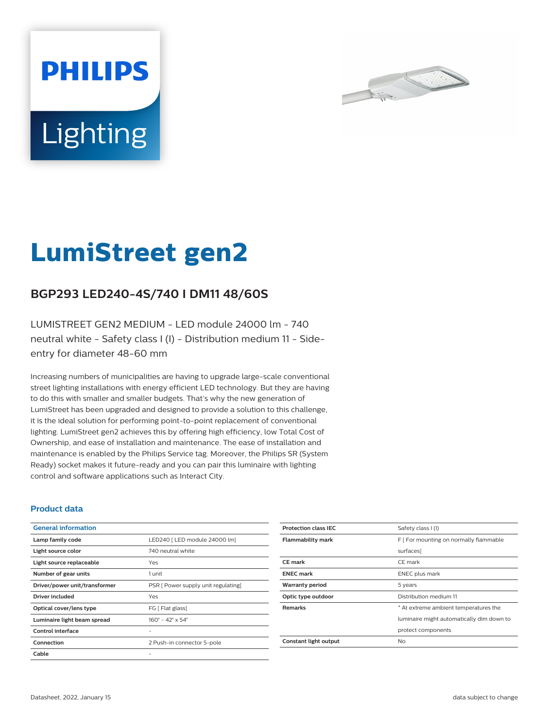# LumiStreet gen2

## BGP293 LED240-4S/740 I DM11 48/60S

LUMISTREET GEN2 MEDIUM - LED module 24000 lm - 740 neutral white - Safety class I (I) - Distribution medium 11 - Side-entry for diameter 48-60 mm

Increasing numbers of municipalities are having to upgrade large-scale conventional street lighting installations with energy efficient LED technology. But they are having to do this with smaller and smaller budgets. That's why the new generation of LumiStreet has been upgraded and designed to provide a solution to this challenge, it is the ideal solution for performing point-to-point replacement of conventional lighting. LumiStreet gen2 achieves this by offering high efficiency, low Total Cost of Ownership, and ease of installation and maintenance. The ease of installation and maintenance is enabled by the Philips Service tag. Moreover, the Philips SR (System Ready) socket makes it future-ready and you can pair this luminaire with lighting control and software applications such as Interact City.

### Product data

| General information | |
|---|---|
| Lamp family code | LED240 [ LED module 24000 lm] |
| Light source color | 740 neutral white |
| Light source replaceable | Yes |
| Number of gear units | 1 unit |
| Driver/power unit/transformer | PSR [ Power supply unit regulating] |
| Driver included | Yes |
| Optical cover/lens type | FG [ Flat glass] |
| Luminaire light beam spread | 160° - 42° x 54° |
| Control interface | - |
| Connection | 2 Push-in connector 5-pole |
| Cable | - |
| Protection class IEC | Safety class I (I) |
| Flammability mark | F [ For mounting on normally flammable surfaces] |
| CE mark | CE mark |
| ENEC mark | ENEC plus mark |
| Warranty period | 5 years |
| Optic type outdoor | Distribution medium 11 |
| Remarks | * At extreme ambient temperatures the luminaire might automatically dim down to protect components |
| Constant light output | No |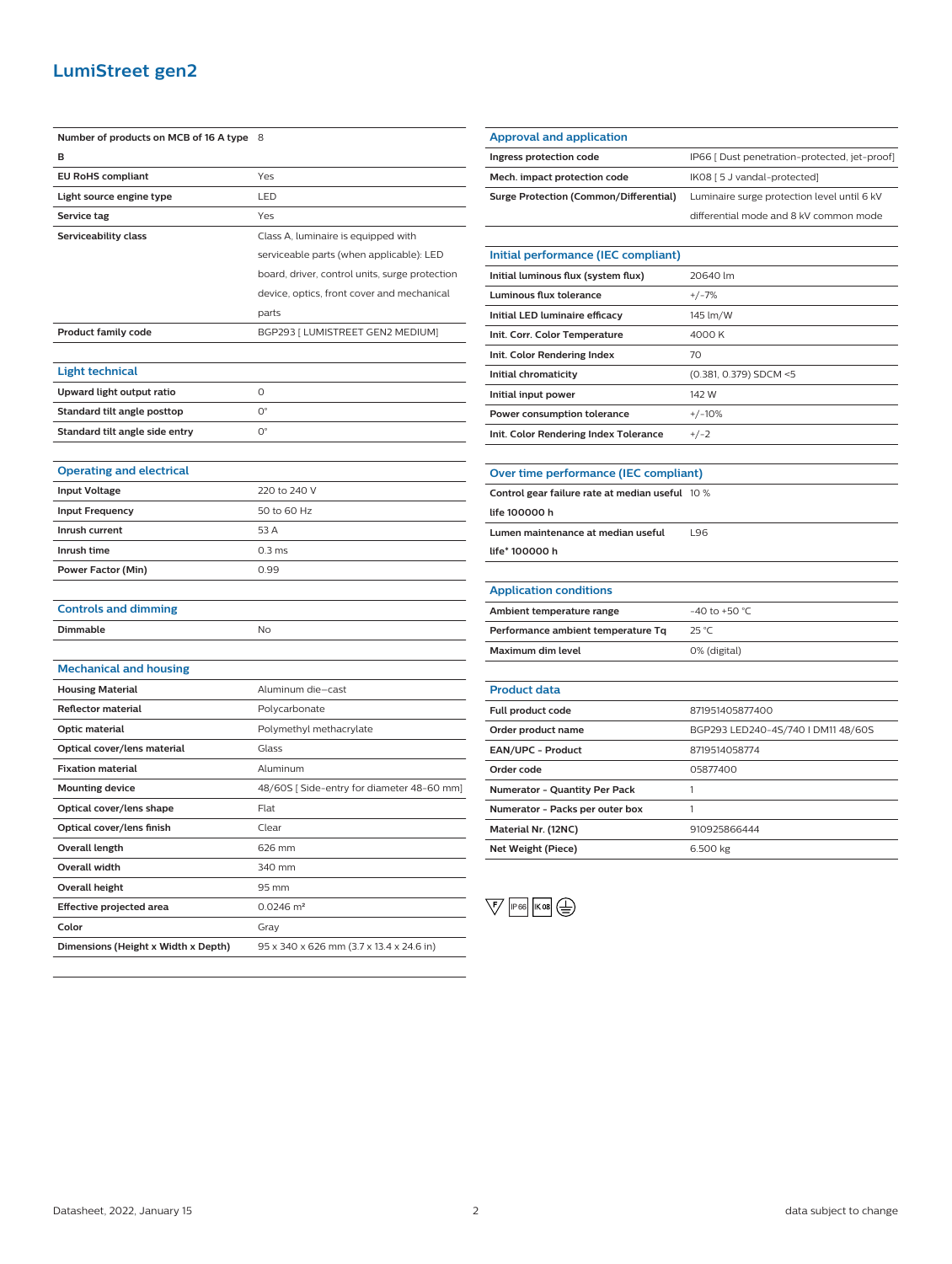## LumiStreet gen2

| | |
|---|---|
| **Number of products on MCB of 16 A type B** | 8 |
| **EU RoHS compliant** | Yes |
| **Light source engine type** | LED |
| **Service tag** | Yes |
| **Serviceability class** | Class A, luminaire is equipped with serviceable parts (when applicable): LED board, driver, control units, surge protection device, optics, front cover and mechanical parts |
| **Product family code** | BGP293 [ LUMISTREET GEN2 MEDIUM] |

### Light technical

| | |
|---|---|
| **Upward light output ratio** | 0 |
| **Standard tilt angle posttop** | 0° |
| **Standard tilt angle side entry** | 0° |

### Operating and electrical

| | |
|---|---|
| **Input Voltage** | 220 to 240 V |
| **Input Frequency** | 50 to 60 Hz |
| **Inrush current** | 53 A |
| **Inrush time** | 0.3 ms |
| **Power Factor (Min)** | 0.99 |

### Controls and dimming

| | |
|---|---|
| **Dimmable** | No |

### Mechanical and housing

| | |
|---|---|
| **Housing Material** | Aluminum die-cast |
| **Reflector material** | Polycarbonate |
| **Optic material** | Polymethyl methacrylate |
| **Optical cover/lens material** | Glass |
| **Fixation material** | Aluminum |
| **Mounting device** | 48/60S [ Side-entry for diameter 48-60 mm] |
| **Optical cover/lens shape** | Flat |
| **Optical cover/lens finish** | Clear |
| **Overall length** | 626 mm |
| **Overall width** | 340 mm |
| **Overall height** | 95 mm |
| **Effective projected area** | 0.0246 m² |
| **Color** | Gray |
| **Dimensions (Height x Width x Depth)** | 95 x 340 x 626 mm (3.7 x 13.4 x 24.6 in) |

### Approval and application

| | |
|---|---|
| **Ingress protection code** | IP66 [ Dust penetration-protected, jet-proof] |
| **Mech. impact protection code** | IK08 [ 5 J vandal-protected] |
| **Surge Protection (Common/Differential)** | Luminaire surge protection level until 6 kV differential mode and 8 kV common mode |

### Initial performance (IEC compliant)

| | |
|---|---|
| **Initial luminous flux (system flux)** | 20640 lm |
| **Luminous flux tolerance** | +/-7% |
| **Initial LED luminaire efficacy** | 145 lm/W |
| **Init. Corr. Color Temperature** | 4000 K |
| **Init. Color Rendering Index** | 70 |
| **Initial chromaticity** | (0.381, 0.379) SDCM <5 |
| **Initial input power** | 142 W |
| **Power consumption tolerance** | +/-10% |
| **Init. Color Rendering Index Tolerance** | +/-2 |

### Over time performance (IEC compliant)

| | |
|---|---|
| **Control gear failure rate at median useful life 100000 h** | 10 % |
| **Lumen maintenance at median useful life* 100000 h** | L96 |

### Application conditions

| | |
|---|---|
| **Ambient temperature range** | -40 to +50 °C |
| **Performance ambient temperature Tq** | 25 °C |
| **Maximum dim level** | 0% (digital) |

### Product data

| | |
|---|---|
| **Full product code** | 871951405877400 |
| **Order product name** | BGP293 LED240-4S/740 I DM11 48/60S |
| **EAN/UPC - Product** | 8719514058774 |
| **Order code** | 05877400 |
| **Numerator - Quantity Per Pack** | 1 |
| **Numerator - Packs per outer box** | 1 |
| **Material Nr. (12NC)** | 910925866444 |
| **Net Weight (Piece)** | 6.500 kg |

F IP66 IK08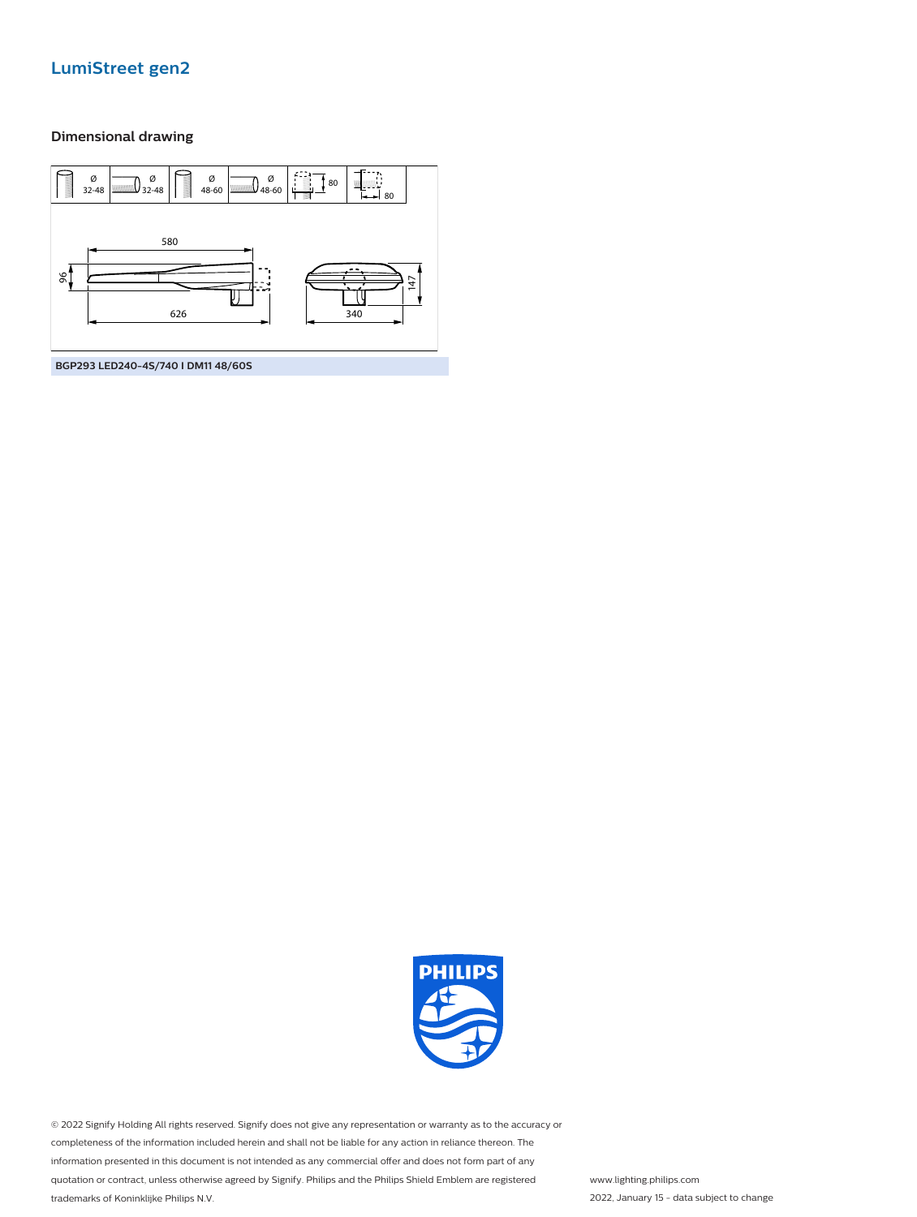## LumiStreet gen2

### Dimensional drawing

Ø 32-48
Ø 32-48
Ø 48-60
Ø 48-60
80
80

580
96
626
340
147

**BGP293 LED240-4S/740 I DM11 48/60S**

© 2022 Signify Holding All rights reserved. Signify does not give any representation or warranty as to the accuracy or completeness of the information included herein and shall not be liable for any action in reliance thereon. The information presented in this document is not intended as any commercial offer and does not form part of any quotation or contract, unless otherwise agreed by Signify. Philips and the Philips Shield Emblem are registered trademarks of Koninklijke Philips N.V.

www.lighting.philips.com
2022, January 15 - data subject to change